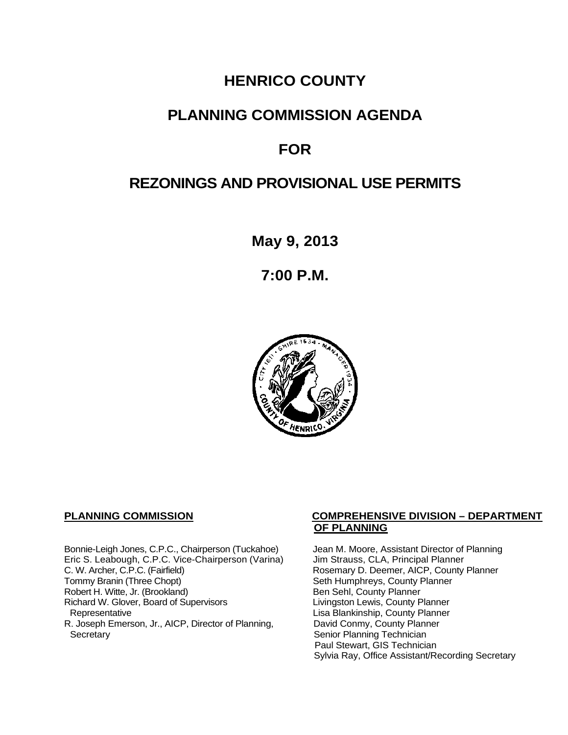# HENRICO COUNTY

# PLANNING COMMISSION AGENDA

# FOR

# REZONINGS AND PROVISIONAL USE PERMITS

**May 9, 2013**

**7:00 P.M.**

**PLANNING COMMISSION**

Bonnie-Leigh Jones, C.P.C., Chairperson (Tuckahoe)
Eric S. Leabough, C.P.C. Vice-Chairperson (Varina)
C. W. Archer, C.P.C. (Fairfield)
Tommy Branin (Three Chopt)
Robert H. Witte, Jr. (Brookland)
Richard W. Glover, Board of Supervisors Representative
R. Joseph Emerson, Jr., AICP, Director of Planning, Secretary

**COMPREHENSIVE DIVISION – DEPARTMENT OF PLANNING**

Jean M. Moore, Assistant Director of Planning
Jim Strauss, CLA, Principal Planner
Rosemary D. Deemer, AICP, County Planner
Seth Humphreys, County Planner
Ben Sehl, County Planner
Livingston Lewis, County Planner
Lisa Blankinship, County Planner
David Conmy, County Planner
Senior Planning Technician
Paul Stewart, GIS Technician
Sylvia Ray, Office Assistant/Recording Secretary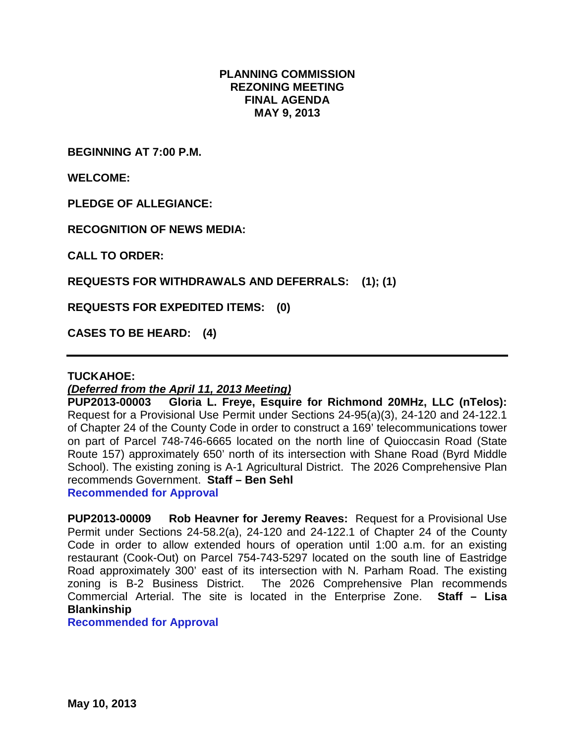# PLANNING COMMISSION
# REZONING MEETING
# FINAL AGENDA
# MAY 9, 2013

**BEGINNING AT 7:00 P.M.**

**WELCOME:**

**PLEDGE OF ALLEGIANCE:**

**RECOGNITION OF NEWS MEDIA:**

**CALL TO ORDER:**

**REQUESTS FOR WITHDRAWALS AND DEFERRALS: (1); (1)**

**REQUESTS FOR EXPEDITED ITEMS: (0)**

**CASES TO BE HEARD: (4)**

---

**TUCKAHOE:**

***(Deferred from the April 11, 2013 Meeting)***

**PUP2013-00003 Gloria L. Freye, Esquire for Richmond 20MHz, LLC (nTelos):** Request for a Provisional Use Permit under Sections 24-95(a)(3), 24-120 and 24-122.1 of Chapter 24 of the County Code in order to construct a 169' telecommunications tower on part of Parcel 748-746-6665 located on the north line of Quioccasin Road (State Route 157) approximately 650' north of its intersection with Shane Road (Byrd Middle School). The existing zoning is A-1 Agricultural District. The 2026 Comprehensive Plan recommends Government. **Staff – Ben Sehl**

**Recommended for Approval**

**PUP2013-00009 Rob Heavner for Jeremy Reaves:** Request for a Provisional Use Permit under Sections 24-58.2(a), 24-120 and 24-122.1 of Chapter 24 of the County Code in order to allow extended hours of operation until 1:00 a.m. for an existing restaurant (Cook-Out) on Parcel 754-743-5297 located on the south line of Eastridge Road approximately 300' east of its intersection with N. Parham Road. The existing zoning is B-2 Business District. The 2026 Comprehensive Plan recommends Commercial Arterial. The site is located in the Enterprise Zone. **Staff – Lisa Blankinship**

**Recommended for Approval**

**May 10, 2013**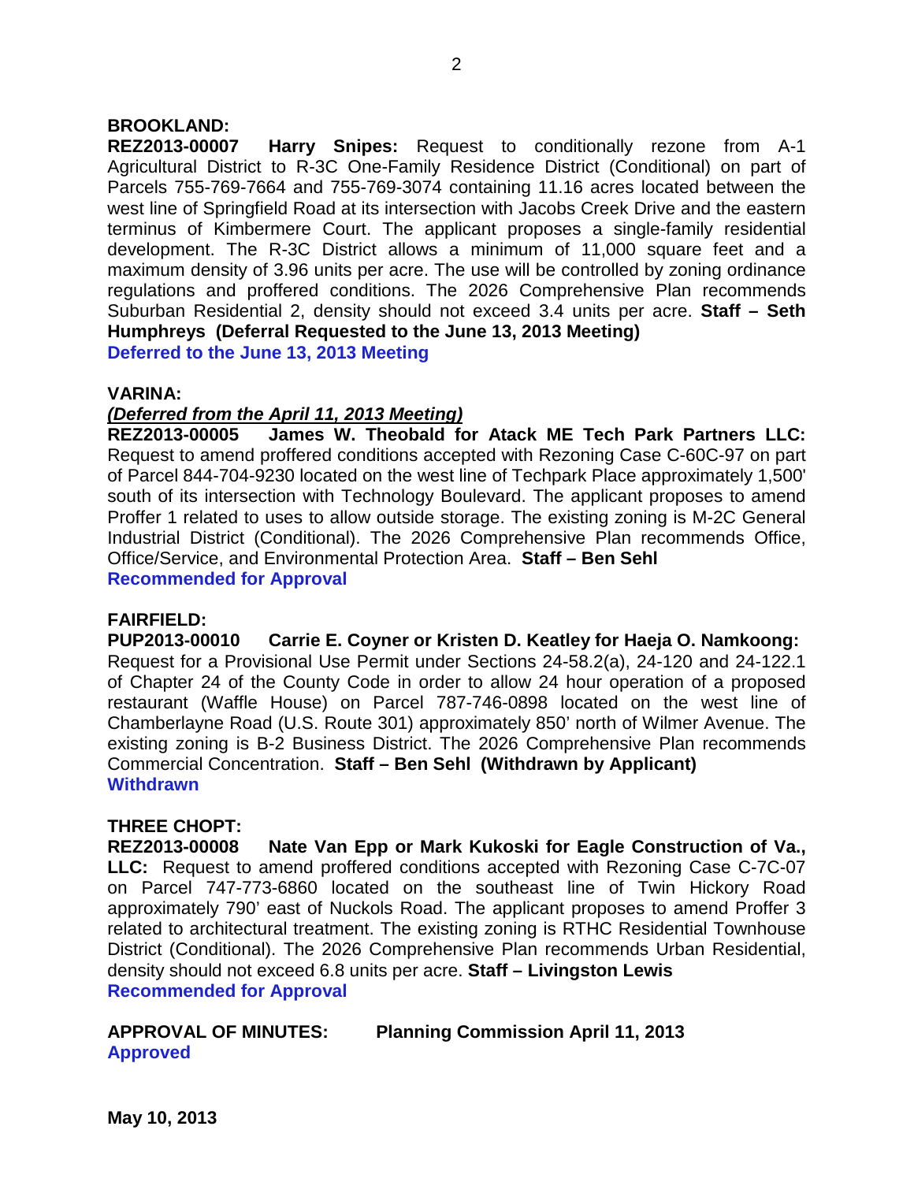**BROOKLAND:**

**REZ2013-00007 Harry Snipes:** Request to conditionally rezone from A-1 Agricultural District to R-3C One-Family Residence District (Conditional) on part of Parcels 755-769-7664 and 755-769-3074 containing 11.16 acres located between the west line of Springfield Road at its intersection with Jacobs Creek Drive and the eastern terminus of Kimbermere Court. The applicant proposes a single-family residential development. The R-3C District allows a minimum of 11,000 square feet and a maximum density of 3.96 units per acre. The use will be controlled by zoning ordinance regulations and proffered conditions. The 2026 Comprehensive Plan recommends Suburban Residential 2, density should not exceed 3.4 units per acre. **Staff – Seth Humphreys (Deferral Requested to the June 13, 2013 Meeting)**

**Deferred to the June 13, 2013 Meeting**

**VARINA:**

***(Deferred from the April 11, 2013 Meeting)***

**REZ2013-00005 James W. Theobald for Atack ME Tech Park Partners LLC:** Request to amend proffered conditions accepted with Rezoning Case C-60C-97 on part of Parcel 844-704-9230 located on the west line of Techpark Place approximately 1,500' south of its intersection with Technology Boulevard. The applicant proposes to amend Proffer 1 related to uses to allow outside storage. The existing zoning is M-2C General Industrial District (Conditional). The 2026 Comprehensive Plan recommends Office, Office/Service, and Environmental Protection Area. **Staff – Ben Sehl**

**Recommended for Approval**

**FAIRFIELD:**

**PUP2013-00010 Carrie E. Coyner or Kristen D. Keatley for Haeja O. Namkoong:** Request for a Provisional Use Permit under Sections 24-58.2(a), 24-120 and 24-122.1 of Chapter 24 of the County Code in order to allow 24 hour operation of a proposed restaurant (Waffle House) on Parcel 787-746-0898 located on the west line of Chamberlayne Road (U.S. Route 301) approximately 850' north of Wilmer Avenue. The existing zoning is B-2 Business District. The 2026 Comprehensive Plan recommends Commercial Concentration. **Staff – Ben Sehl (Withdrawn by Applicant)**

**Withdrawn**

**THREE CHOPT:**

**REZ2013-00008 Nate Van Epp or Mark Kukoski for Eagle Construction of Va., LLC:** Request to amend proffered conditions accepted with Rezoning Case C-7C-07 on Parcel 747-773-6860 located on the southeast line of Twin Hickory Road approximately 790' east of Nuckols Road. The applicant proposes to amend Proffer 3 related to architectural treatment. The existing zoning is RTHC Residential Townhouse District (Conditional). The 2026 Comprehensive Plan recommends Urban Residential, density should not exceed 6.8 units per acre. **Staff – Livingston Lewis**

**Recommended for Approval**

**APPROVAL OF MINUTES: Planning Commission April 11, 2013**

**Approved**

**May 10, 2013**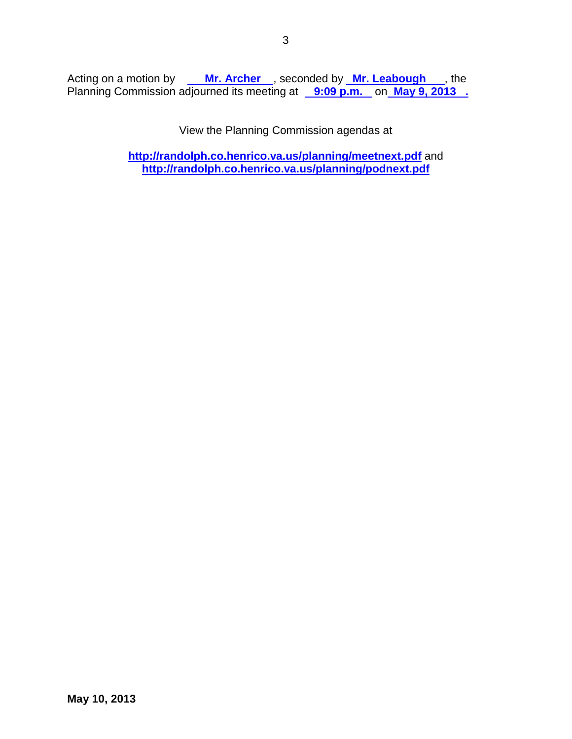Acting on a motion by **Mr. Archer**, seconded by **Mr. Leabough**, the Planning Commission adjourned its meeting at **9:09 p.m.** on **May 9, 2013**.

View the Planning Commission agendas at

**http://randolph.co.henrico.va.us/planning/meetnext.pdf** and **http://randolph.co.henrico.va.us/planning/podnext.pdf**

**May 10, 2013**